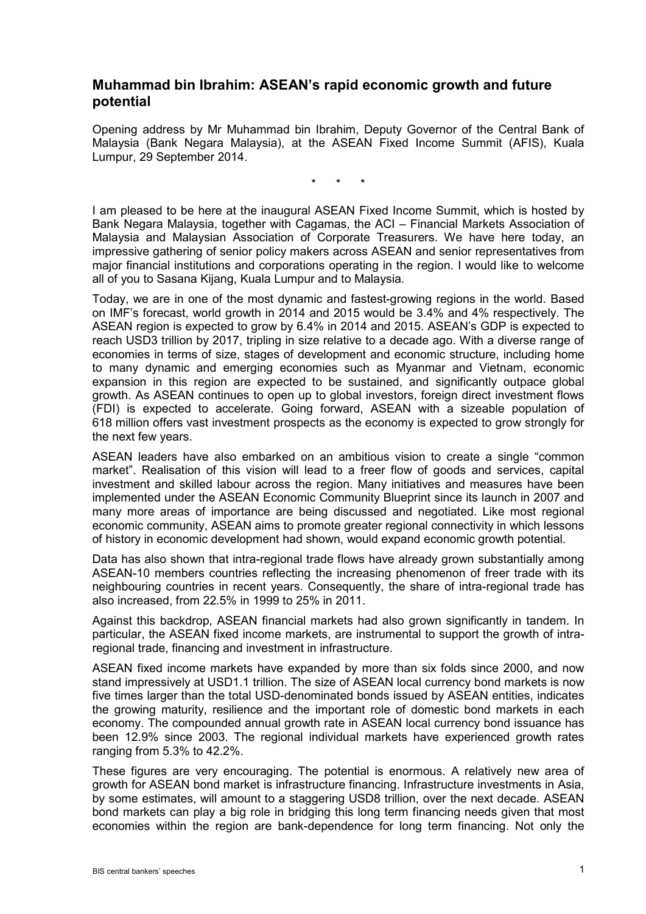## Muhammad bin Ibrahim: ASEAN's rapid economic growth and future potential

Opening address by Mr Muhammad bin Ibrahim, Deputy Governor of the Central Bank of Malaysia (Bank Negara Malaysia), at the ASEAN Fixed Income Summit (AFIS), Kuala Lumpur, 29 September 2014.

\* \* \*

I am pleased to be here at the inaugural ASEAN Fixed Income Summit, which is hosted by Bank Negara Malaysia, together with Cagamas, the ACI – Financial Markets Association of Malaysia and Malaysian Association of Corporate Treasurers. We have here today, an impressive gathering of senior policy makers across ASEAN and senior representatives from major financial institutions and corporations operating in the region. I would like to welcome all of you to Sasana Kijang, Kuala Lumpur and to Malaysia.

Today, we are in one of the most dynamic and fastest-growing regions in the world. Based on IMF's forecast, world growth in 2014 and 2015 would be 3.4% and 4% respectively. The ASEAN region is expected to grow by 6.4% in 2014 and 2015. ASEAN's GDP is expected to reach USD3 trillion by 2017, tripling in size relative to a decade ago. With a diverse range of economies in terms of size, stages of development and economic structure, including home to many dynamic and emerging economies such as Myanmar and Vietnam, economic expansion in this region are expected to be sustained, and significantly outpace global growth. As ASEAN continues to open up to global investors, foreign direct investment flows (FDI) is expected to accelerate. Going forward, ASEAN with a sizeable population of 618 million offers vast investment prospects as the economy is expected to grow strongly for the next few years.

ASEAN leaders have also embarked on an ambitious vision to create a single "common market". Realisation of this vision will lead to a freer flow of goods and services, capital investment and skilled labour across the region. Many initiatives and measures have been implemented under the ASEAN Economic Community Blueprint since its launch in 2007 and many more areas of importance are being discussed and negotiated. Like most regional economic community, ASEAN aims to promote greater regional connectivity in which lessons of history in economic development had shown, would expand economic growth potential.

Data has also shown that intra-regional trade flows have already grown substantially among ASEAN-10 members countries reflecting the increasing phenomenon of freer trade with its neighbouring countries in recent years. Consequently, the share of intra-regional trade has also increased, from 22.5% in 1999 to 25% in 2011.

Against this backdrop, ASEAN financial markets had also grown significantly in tandem. In particular, the ASEAN fixed income markets, are instrumental to support the growth of intra-regional trade, financing and investment in infrastructure.

ASEAN fixed income markets have expanded by more than six folds since 2000, and now stand impressively at USD1.1 trillion. The size of ASEAN local currency bond markets is now five times larger than the total USD-denominated bonds issued by ASEAN entities, indicates the growing maturity, resilience and the important role of domestic bond markets in each economy. The compounded annual growth rate in ASEAN local currency bond issuance has been 12.9% since 2003. The regional individual markets have experienced growth rates ranging from 5.3% to 42.2%.

These figures are very encouraging. The potential is enormous. A relatively new area of growth for ASEAN bond market is infrastructure financing. Infrastructure investments in Asia, by some estimates, will amount to a staggering USD8 trillion, over the next decade. ASEAN bond markets can play a big role in bridging this long term financing needs given that most economies within the region are bank-dependence for long term financing. Not only the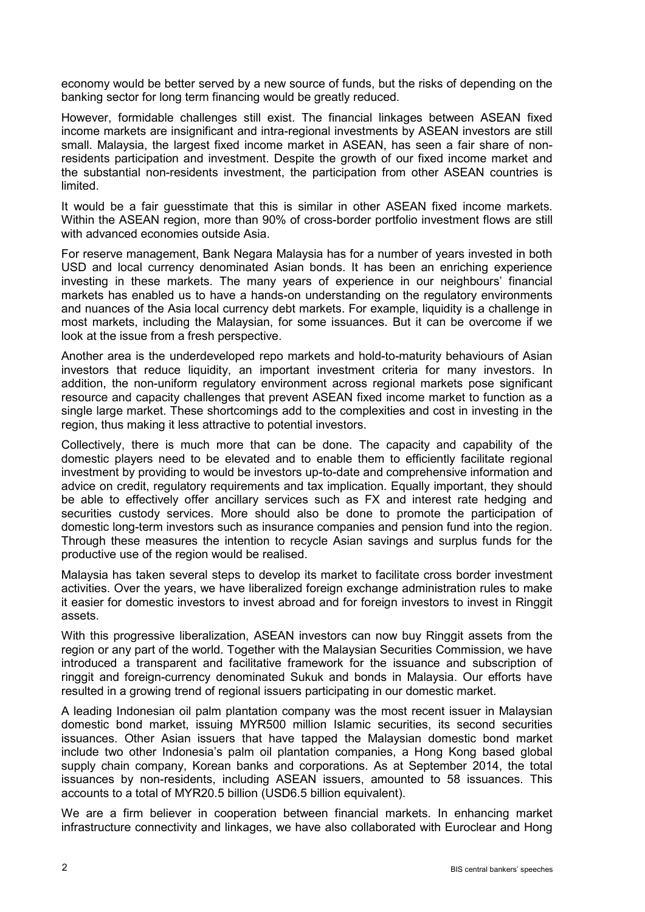economy would be better served by a new source of funds, but the risks of depending on the banking sector for long term financing would be greatly reduced.

However, formidable challenges still exist. The financial linkages between ASEAN fixed income markets are insignificant and intra-regional investments by ASEAN investors are still small. Malaysia, the largest fixed income market in ASEAN, has seen a fair share of non-residents participation and investment. Despite the growth of our fixed income market and the substantial non-residents investment, the participation from other ASEAN countries is limited.

It would be a fair guesstimate that this is similar in other ASEAN fixed income markets. Within the ASEAN region, more than 90% of cross-border portfolio investment flows are still with advanced economies outside Asia.

For reserve management, Bank Negara Malaysia has for a number of years invested in both USD and local currency denominated Asian bonds. It has been an enriching experience investing in these markets. The many years of experience in our neighbours' financial markets has enabled us to have a hands-on understanding on the regulatory environments and nuances of the Asia local currency debt markets. For example, liquidity is a challenge in most markets, including the Malaysian, for some issuances. But it can be overcome if we look at the issue from a fresh perspective.

Another area is the underdeveloped repo markets and hold-to-maturity behaviours of Asian investors that reduce liquidity, an important investment criteria for many investors. In addition, the non-uniform regulatory environment across regional markets pose significant resource and capacity challenges that prevent ASEAN fixed income market to function as a single large market. These shortcomings add to the complexities and cost in investing in the region, thus making it less attractive to potential investors.

Collectively, there is much more that can be done. The capacity and capability of the domestic players need to be elevated and to enable them to efficiently facilitate regional investment by providing to would be investors up-to-date and comprehensive information and advice on credit, regulatory requirements and tax implication. Equally important, they should be able to effectively offer ancillary services such as FX and interest rate hedging and securities custody services. More should also be done to promote the participation of domestic long-term investors such as insurance companies and pension fund into the region. Through these measures the intention to recycle Asian savings and surplus funds for the productive use of the region would be realised.

Malaysia has taken several steps to develop its market to facilitate cross border investment activities. Over the years, we have liberalized foreign exchange administration rules to make it easier for domestic investors to invest abroad and for foreign investors to invest in Ringgit assets.

With this progressive liberalization, ASEAN investors can now buy Ringgit assets from the region or any part of the world. Together with the Malaysian Securities Commission, we have introduced a transparent and facilitative framework for the issuance and subscription of ringgit and foreign-currency denominated Sukuk and bonds in Malaysia. Our efforts have resulted in a growing trend of regional issuers participating in our domestic market.

A leading Indonesian oil palm plantation company was the most recent issuer in Malaysian domestic bond market, issuing MYR500 million Islamic securities, its second securities issuances. Other Asian issuers that have tapped the Malaysian domestic bond market include two other Indonesia's palm oil plantation companies, a Hong Kong based global supply chain company, Korean banks and corporations. As at September 2014, the total issuances by non-residents, including ASEAN issuers, amounted to 58 issuances. This accounts to a total of MYR20.5 billion (USD6.5 billion equivalent).

We are a firm believer in cooperation between financial markets. In enhancing market infrastructure connectivity and linkages, we have also collaborated with Euroclear and Hong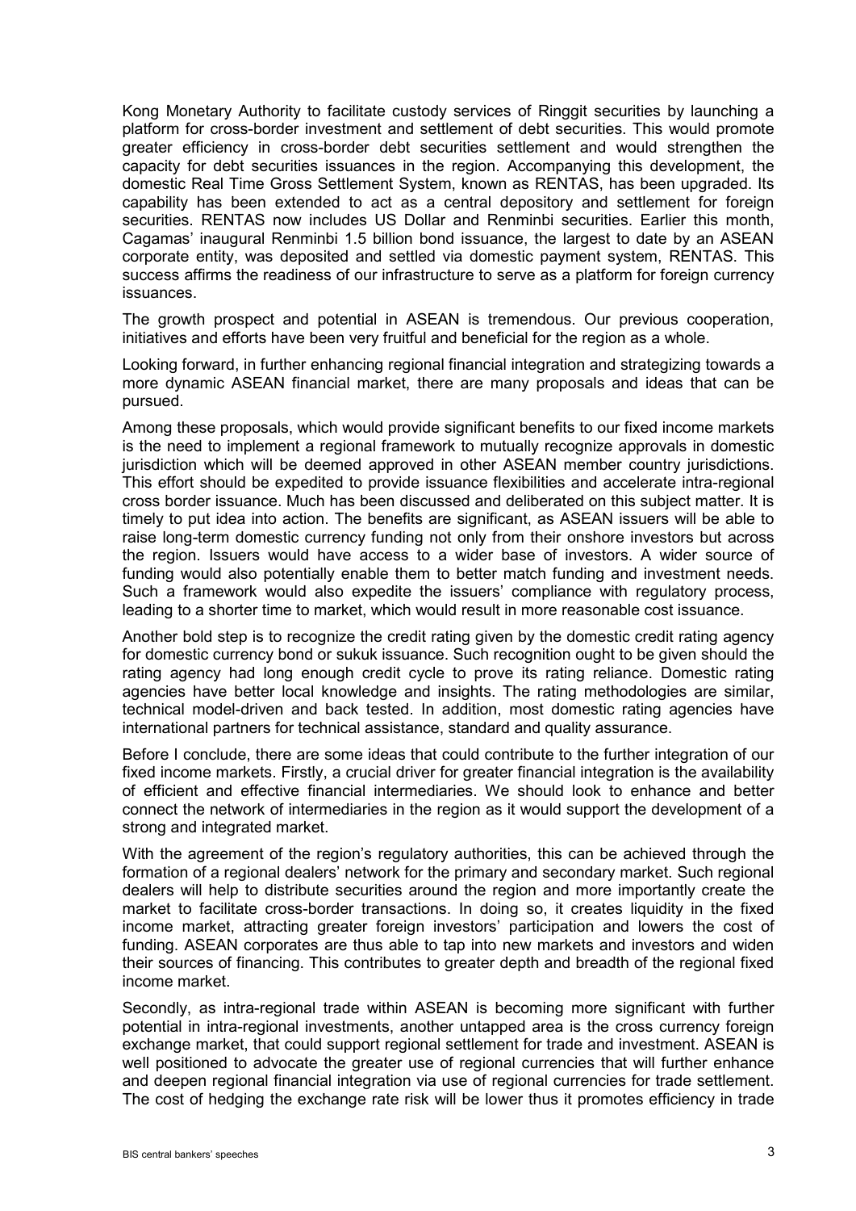Kong Monetary Authority to facilitate custody services of Ringgit securities by launching a platform for cross-border investment and settlement of debt securities. This would promote greater efficiency in cross-border debt securities settlement and would strengthen the capacity for debt securities issuances in the region. Accompanying this development, the domestic Real Time Gross Settlement System, known as RENTAS, has been upgraded. Its capability has been extended to act as a central depository and settlement for foreign securities. RENTAS now includes US Dollar and Renminbi securities. Earlier this month, Cagamas' inaugural Renminbi 1.5 billion bond issuance, the largest to date by an ASEAN corporate entity, was deposited and settled via domestic payment system, RENTAS. This success affirms the readiness of our infrastructure to serve as a platform for foreign currency issuances.

The growth prospect and potential in ASEAN is tremendous. Our previous cooperation, initiatives and efforts have been very fruitful and beneficial for the region as a whole.

Looking forward, in further enhancing regional financial integration and strategizing towards a more dynamic ASEAN financial market, there are many proposals and ideas that can be pursued.

Among these proposals, which would provide significant benefits to our fixed income markets is the need to implement a regional framework to mutually recognize approvals in domestic jurisdiction which will be deemed approved in other ASEAN member country jurisdictions. This effort should be expedited to provide issuance flexibilities and accelerate intra-regional cross border issuance. Much has been discussed and deliberated on this subject matter. It is timely to put idea into action. The benefits are significant, as ASEAN issuers will be able to raise long-term domestic currency funding not only from their onshore investors but across the region. Issuers would have access to a wider base of investors. A wider source of funding would also potentially enable them to better match funding and investment needs. Such a framework would also expedite the issuers' compliance with regulatory process, leading to a shorter time to market, which would result in more reasonable cost issuance.

Another bold step is to recognize the credit rating given by the domestic credit rating agency for domestic currency bond or sukuk issuance. Such recognition ought to be given should the rating agency had long enough credit cycle to prove its rating reliance. Domestic rating agencies have better local knowledge and insights. The rating methodologies are similar, technical model-driven and back tested. In addition, most domestic rating agencies have international partners for technical assistance, standard and quality assurance.

Before I conclude, there are some ideas that could contribute to the further integration of our fixed income markets. Firstly, a crucial driver for greater financial integration is the availability of efficient and effective financial intermediaries. We should look to enhance and better connect the network of intermediaries in the region as it would support the development of a strong and integrated market.

With the agreement of the region's regulatory authorities, this can be achieved through the formation of a regional dealers' network for the primary and secondary market. Such regional dealers will help to distribute securities around the region and more importantly create the market to facilitate cross-border transactions. In doing so, it creates liquidity in the fixed income market, attracting greater foreign investors' participation and lowers the cost of funding. ASEAN corporates are thus able to tap into new markets and investors and widen their sources of financing. This contributes to greater depth and breadth of the regional fixed income market.

Secondly, as intra-regional trade within ASEAN is becoming more significant with further potential in intra-regional investments, another untapped area is the cross currency foreign exchange market, that could support regional settlement for trade and investment. ASEAN is well positioned to advocate the greater use of regional currencies that will further enhance and deepen regional financial integration via use of regional currencies for trade settlement. The cost of hedging the exchange rate risk will be lower thus it promotes efficiency in trade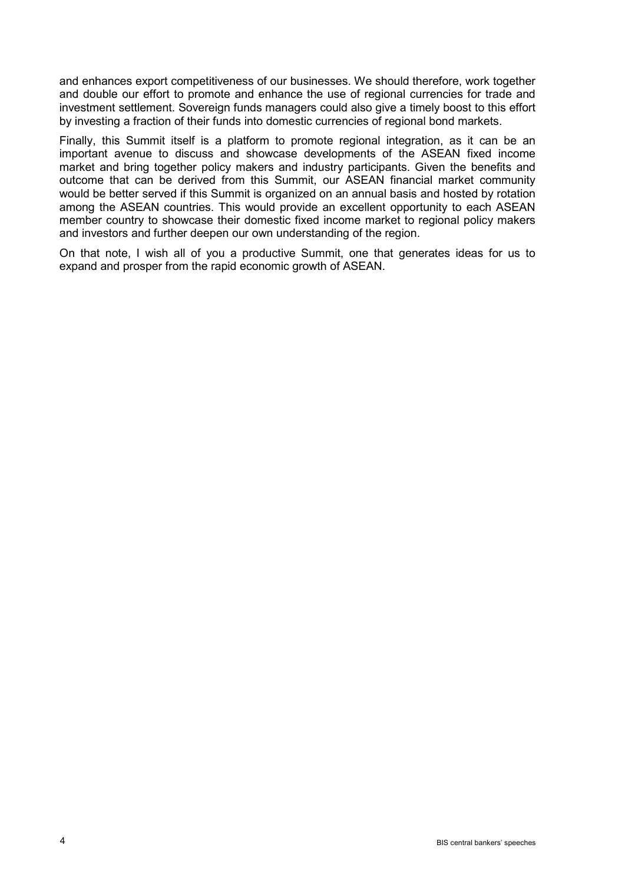and enhances export competitiveness of our businesses. We should therefore, work together and double our effort to promote and enhance the use of regional currencies for trade and investment settlement. Sovereign funds managers could also give a timely boost to this effort by investing a fraction of their funds into domestic currencies of regional bond markets.

Finally, this Summit itself is a platform to promote regional integration, as it can be an important avenue to discuss and showcase developments of the ASEAN fixed income market and bring together policy makers and industry participants. Given the benefits and outcome that can be derived from this Summit, our ASEAN financial market community would be better served if this Summit is organized on an annual basis and hosted by rotation among the ASEAN countries. This would provide an excellent opportunity to each ASEAN member country to showcase their domestic fixed income market to regional policy makers and investors and further deepen our own understanding of the region.

On that note, I wish all of you a productive Summit, one that generates ideas for us to expand and prosper from the rapid economic growth of ASEAN.